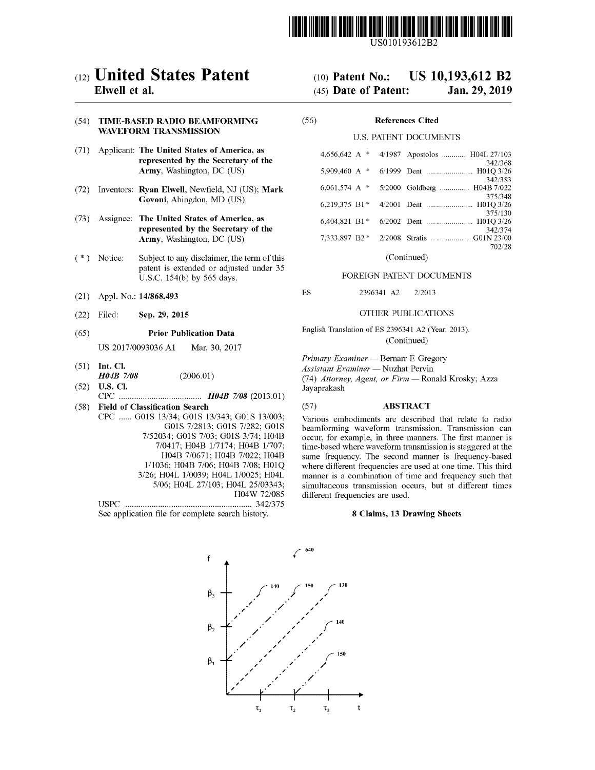US010193612B2

(12) **United States Patent**
**Elwell et al.**

(10) **Patent No.: US 10,193,612 B2**
(45) **Date of Patent: Jan. 29, 2019**

(54) **TIME-BASED RADIO BEAMFORMING WAVEFORM TRANSMISSION**

(71) Applicant: **The United States of America, as represented by the Secretary of the Army**, Washington, DC (US)

(72) Inventors: **Ryan Elwell**, Newfield, NJ (US); **Mark Govoni**, Abingdon, MD (US)

(73) Assignee: **The United States of America, as represented by the Secretary of the Army**, Washington, DC (US)

( * ) Notice: Subject to any disclaimer, the term of this patent is extended or adjusted under 35 U.S.C. 154(b) by 565 days.

(21) Appl. No.: **14/868,493**

(22) Filed: **Sep. 29, 2015**

(65) **Prior Publication Data**

US 2017/0093036 A1 Mar. 30, 2017

(51) **Int. Cl.**
***H04B 7/08*** (2006.01)

(52) **U.S. Cl.**
CPC .................................... ***H04B 7/08*** (2013.01)

(58) **Field of Classification Search**
CPC ...... G01S 13/34; G01S 13/343; G01S 13/003; G01S 7/2813; G01S 7/282; G01S 7/52034; G01S 7/03; G01S 3/74; H04B 7/0417; H04B 1/7174; H04B 1/707; H04B 7/0671; H04B 7/022; H04B 1/1036; H04B 7/06; H04B 7/08; H01Q 3/26; H04L 1/0039; H04L 1/0025; H04L 5/06; H04L 27/103; H04L 25/03343; H04W 72/085
USPC ....................................................... 342/375
See application file for complete search history.

(56) **References Cited**

U.S. PATENT DOCUMENTS

| | | | | |
|---|---|---|---|---|
| 4,656,642 A * | 4/1987 | Apostolos | H04L 27/103 | 342/368 |
| 5,909,460 A * | 6/1999 | Dent | H01Q 3/26 | 342/383 |
| 6,061,574 A * | 5/2000 | Goldberg | H04B 7/022 | 375/348 |
| 6,219,375 B1 * | 4/2001 | Dent | H01Q 3/26 | 375/130 |
| 6,404,821 B1 * | 6/2002 | Dent | H01Q 3/26 | 342/374 |
| 7,333,897 B2 * | 2/2008 | Stratis | G01N 23/00 | 702/28 |

(Continued)

FOREIGN PATENT DOCUMENTS

ES 2396341 A2 2/2013

OTHER PUBLICATIONS

English Translation of ES 2396341 A2 (Year: 2013).

(Continued)

*Primary Examiner* — Bernarr E Gregory
*Assistant Examiner* — Nuzhat Pervin
(74) *Attorney, Agent, or Firm* — Ronald Krosky; Azza Jayaprakash

(57) **ABSTRACT**

Various embodiments are described that relate to radio beamforming waveform transmission. Transmission can occur, for example, in three manners. The first manner is time-based where waveform transmission is staggered at the same frequency. The second manner is frequency-based where different frequencies are used at one time. This third manner is a combination of time and frequency such that simultaneous transmission occurs, but at different times different frequencies are used.

**8 Claims, 13 Drawing Sheets**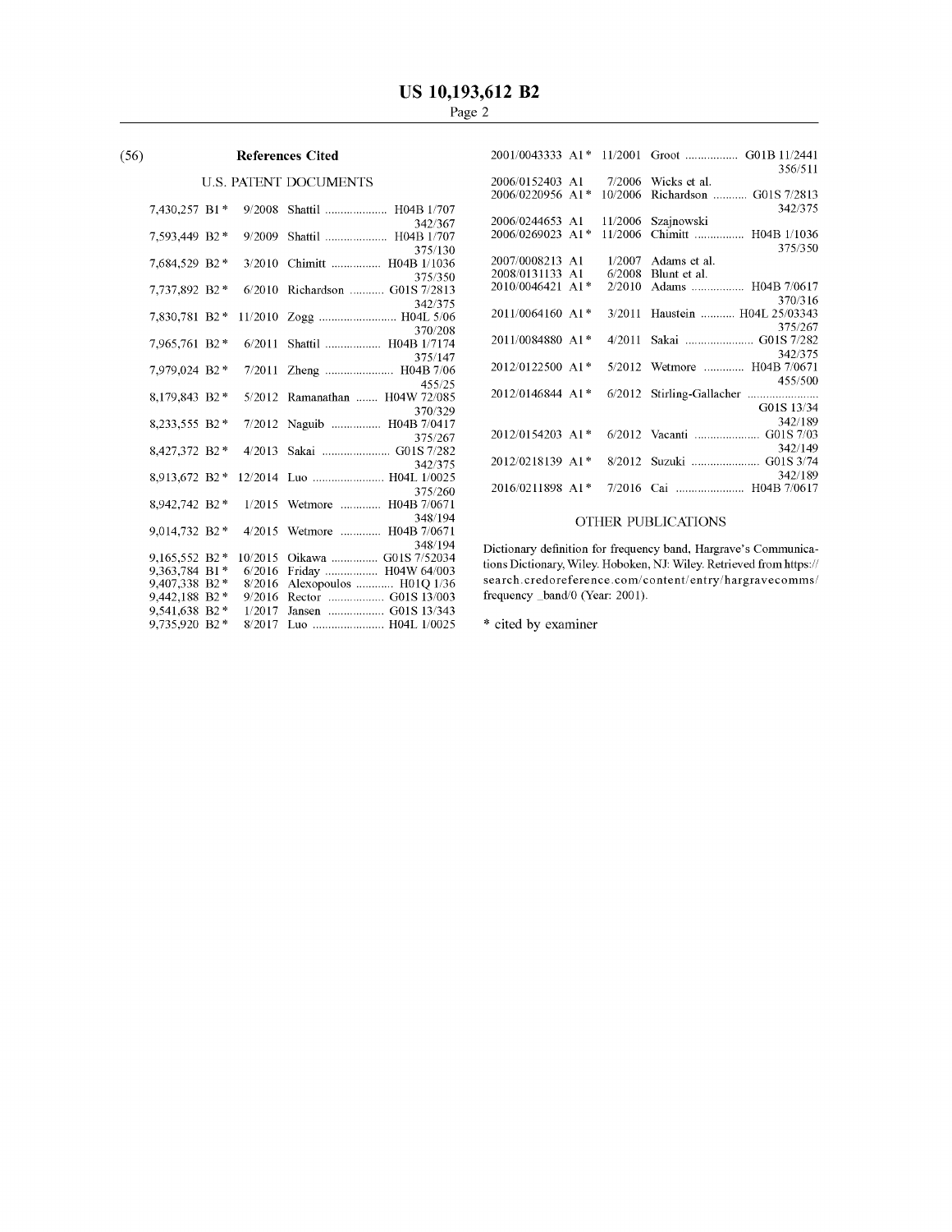(56) **References Cited**

U.S. PATENT DOCUMENTS

| | | | | |
|---|---|---|---|---|
| 7,430,257 | B1* | 9/2008 | Shattil | H04B 1/707 342/367 |
| 7,593,449 | B2* | 9/2009 | Shattil | H04B 1/707 375/130 |
| 7,684,529 | B2* | 3/2010 | Chimitt | H04B 1/1036 375/350 |
| 7,737,892 | B2* | 6/2010 | Richardson | G01S 7/2813 342/375 |
| 7,830,781 | B2* | 11/2010 | Zogg | H04L 5/06 370/208 |
| 7,965,761 | B2* | 6/2011 | Shattil | H04B 1/7174 375/147 |
| 7,979,024 | B2* | 7/2011 | Zheng | H04B 7/06 455/25 |
| 8,179,843 | B2* | 5/2012 | Ramanathan | H04W 72/085 370/329 |
| 8,233,555 | B2* | 7/2012 | Naguib | H04B 7/0417 375/267 |
| 8,427,372 | B2* | 4/2013 | Sakai | G01S 7/282 342/375 |
| 8,913,672 | B2* | 12/2014 | Luo | H04L 1/0025 375/260 |
| 8,942,742 | B2* | 1/2015 | Wetmore | H04B 7/0671 348/194 |
| 9,014,732 | B2* | 4/2015 | Wetmore | H04B 7/0671 348/194 |
| 9,165,552 | B2* | 10/2015 | Oikawa | G01S 7/52034 |
| 9,363,784 | B1* | 6/2016 | Friday | H04W 64/003 |
| 9,407,338 | B2* | 8/2016 | Alexopoulos | H01Q 1/36 |
| 9,442,188 | B2* | 9/2016 | Rector | G01S 13/003 |
| 9,541,638 | B2* | 1/2017 | Jansen | G01S 13/343 |
| 9,735,920 | B2* | 8/2017 | Luo | H04L 1/0025 |
| 2001/0043333 | A1* | 11/2001 | Groot | G01B 11/2441 356/511 |
| 2006/0152403 | A1 | 7/2006 | Wicks et al. | |
| 2006/0220956 | A1* | 10/2006 | Richardson | G01S 7/2813 342/375 |
| 2006/0244653 | A1 | 11/2006 | Szajnowski | |
| 2006/0269023 | A1* | 11/2006 | Chimitt | H04B 1/1036 375/350 |
| 2007/0008213 | A1 | 1/2007 | Adams et al. | |
| 2008/0131133 | A1 | 6/2008 | Blunt et al. | |
| 2010/0046421 | A1* | 2/2010 | Adams | H04B 7/0617 370/316 |
| 2011/0064160 | A1* | 3/2011 | Haustein | H04L 25/03343 375/267 |
| 2011/0084880 | A1* | 4/2011 | Sakai | G01S 7/282 342/375 |
| 2012/0122500 | A1* | 5/2012 | Wetmore | H04B 7/0671 455/500 |
| 2012/0146844 | A1* | 6/2012 | Stirling-Gallacher | G01S 13/34 342/189 |
| 2012/0154203 | A1* | 6/2012 | Vacanti | G01S 7/03 342/149 |
| 2012/0218139 | A1* | 8/2012 | Suzuki | G01S 3/74 342/189 |
| 2016/0211898 | A1* | 7/2016 | Cai | H04B 7/0617 |

OTHER PUBLICATIONS

Dictionary definition for frequency band, Hargrave's Communications Dictionary, Wiley. Hoboken, NJ: Wiley. Retrieved from https://search.credoreference.com/content/entry/hargravecomms/frequency _band/0 (Year: 2001).

* cited by examiner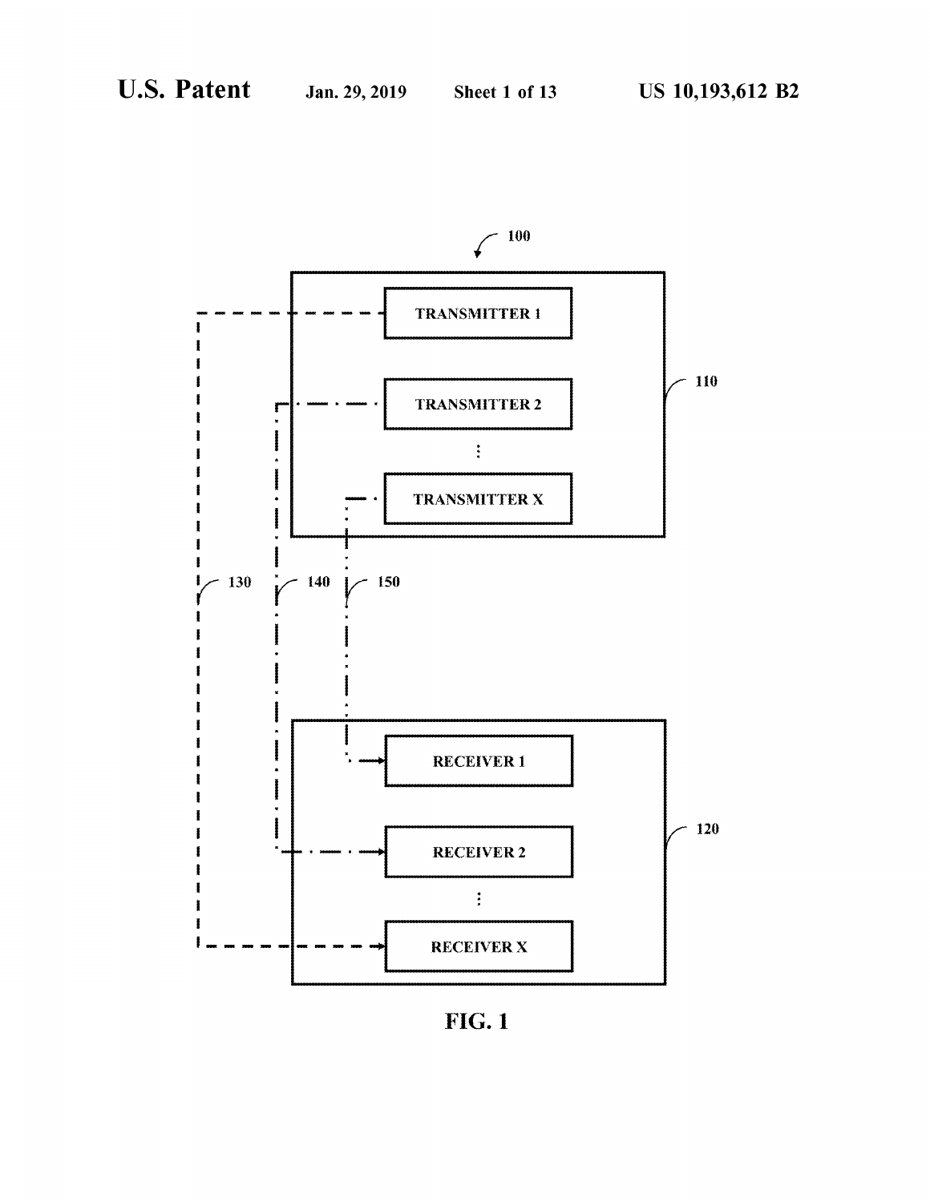100

TRANSMITTER 1

TRANSMITTER 2

⋮

TRANSMITTER X

110

130

140

150

RECEIVER 1

RECEIVER 2

⋮

RECEIVER X

120

**FIG. 1**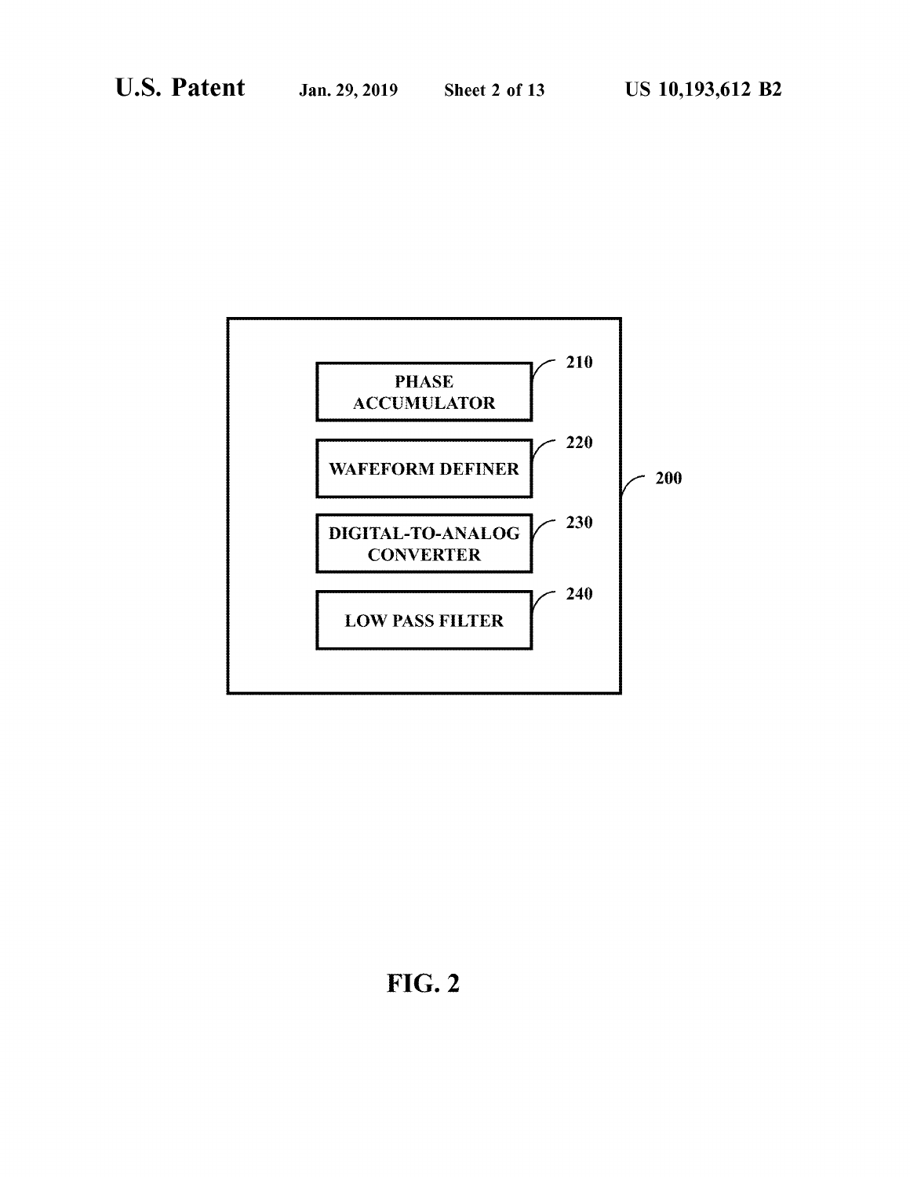PHASE ACCUMULATOR — 210

WAFEFORM DEFINER — 220

DIGITAL-TO-ANALOG CONVERTER — 230

LOW PASS FILTER — 240

200

FIG. 2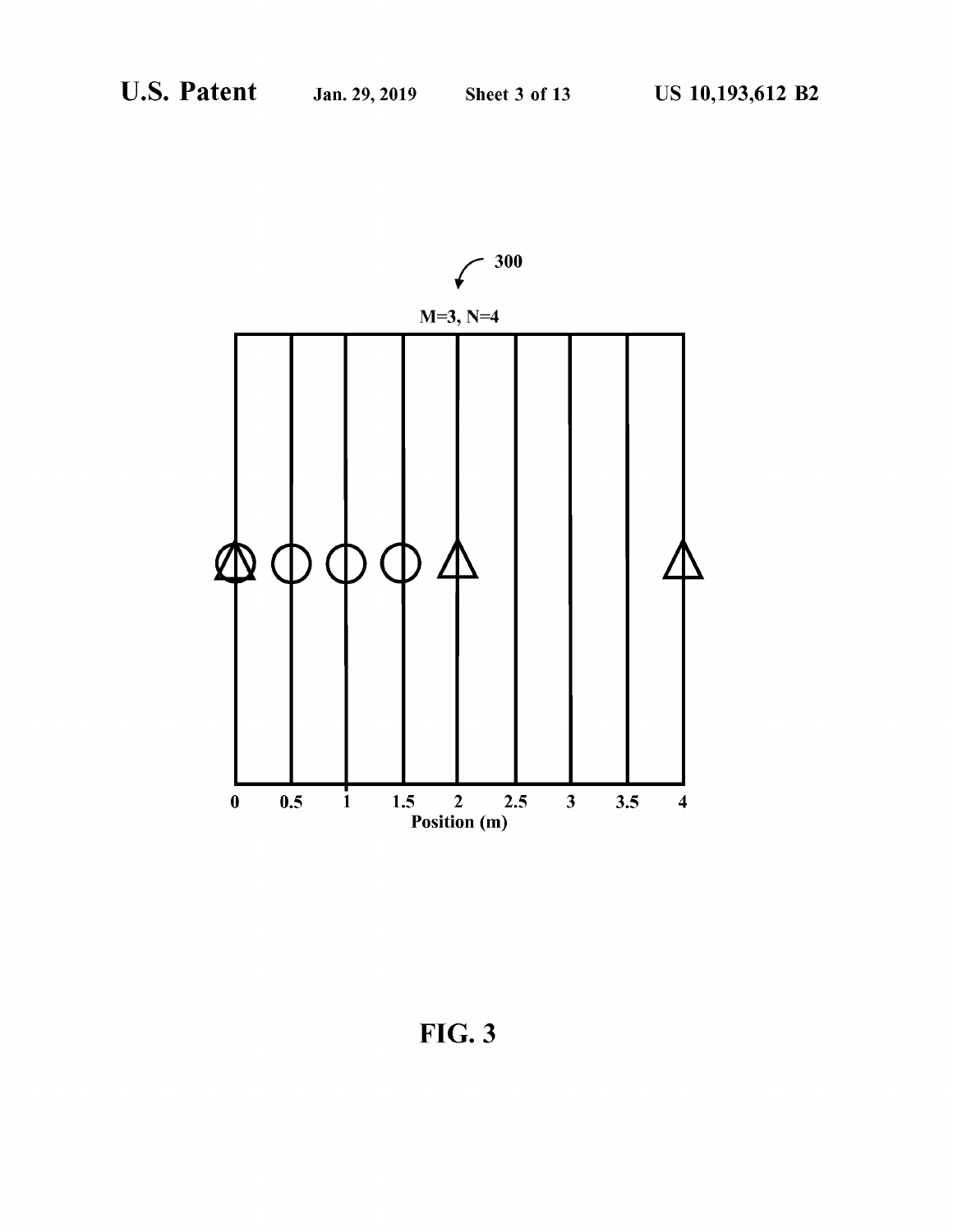300

M=3, N=4

0 0.5 1 1.5 2 2.5 3 3.5 4

Position (m)

FIG. 3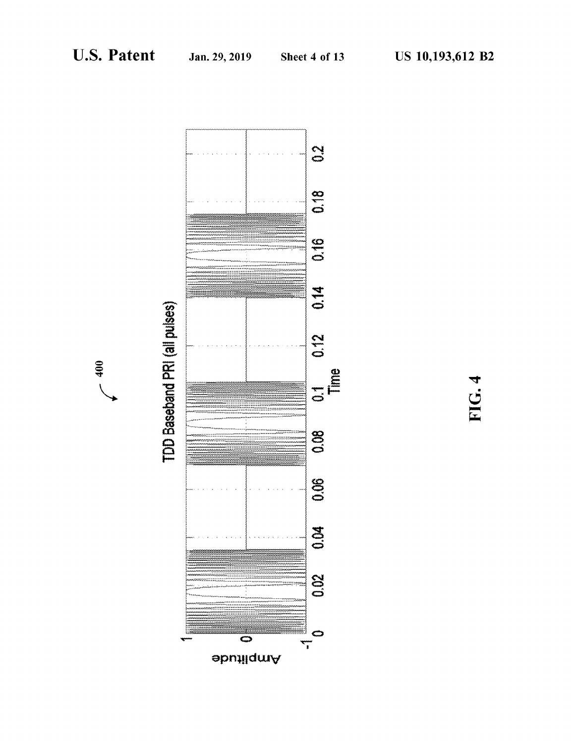400

TDD Baseband PRI (all pulses)

Amplitude

Time

FIG. 4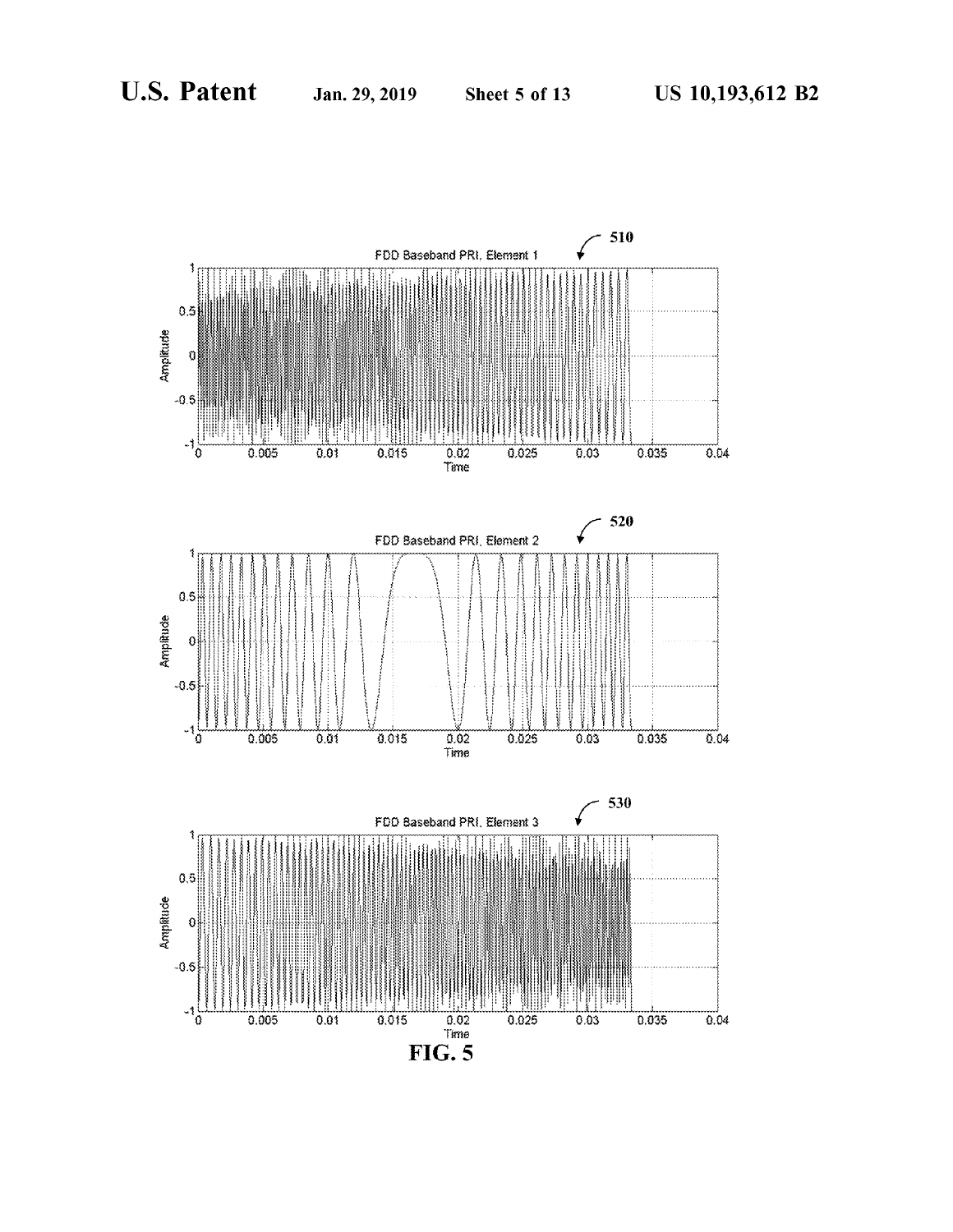FDD Baseband PRI, Element 1

FDD Baseband PRI, Element 2

FDD Baseband PRI, Element 3

**FIG. 5**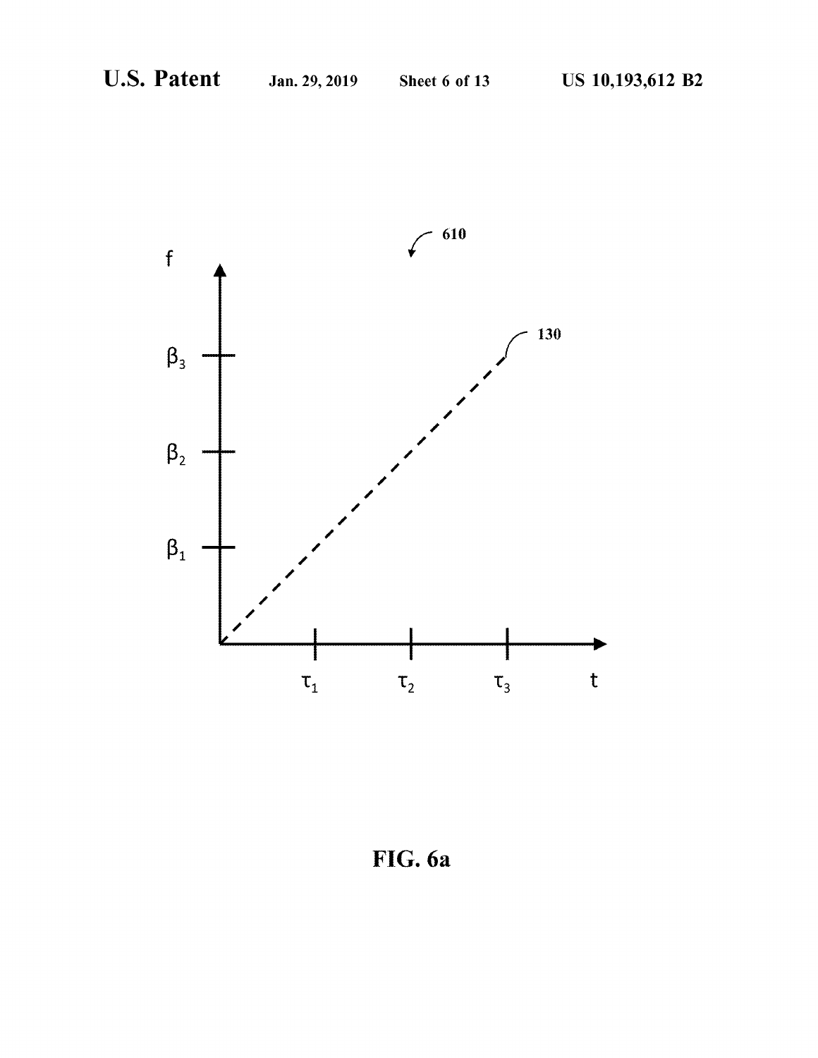FIG. 6a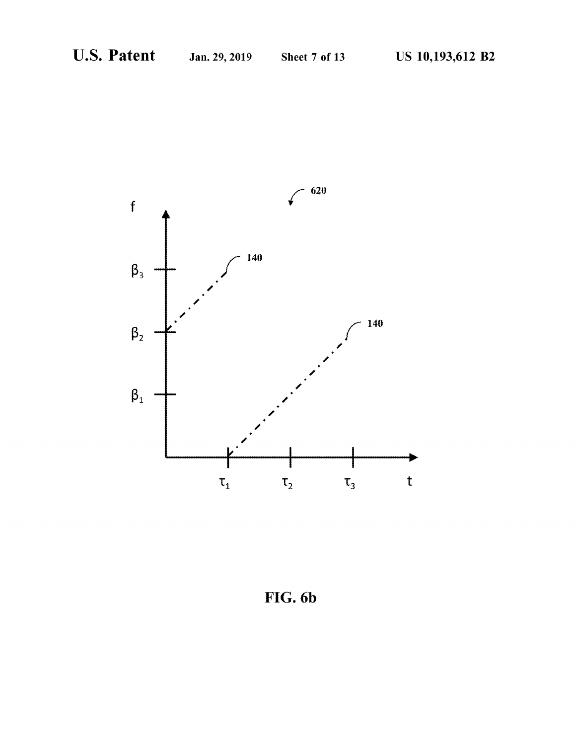FIG. 6b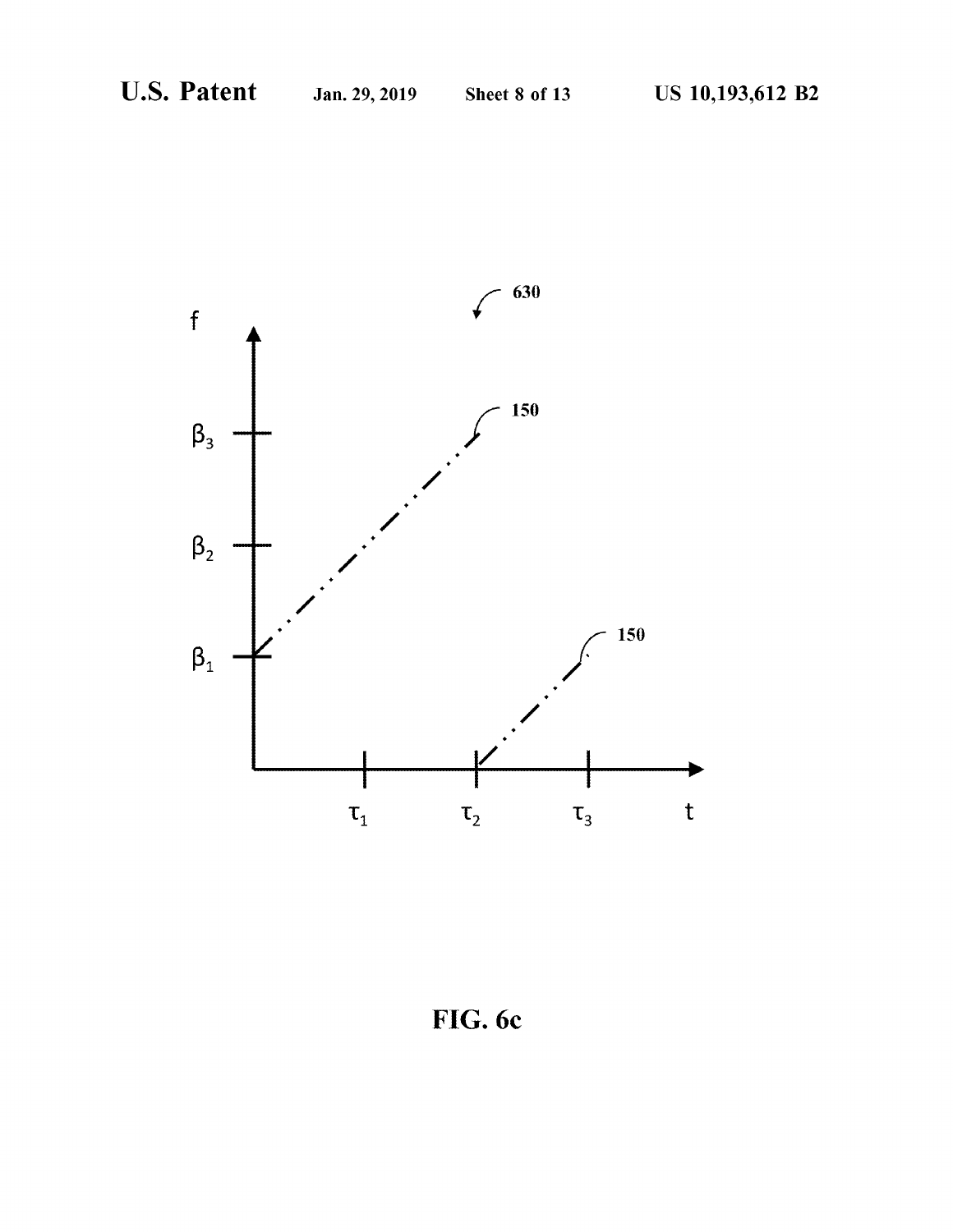FIG. 6c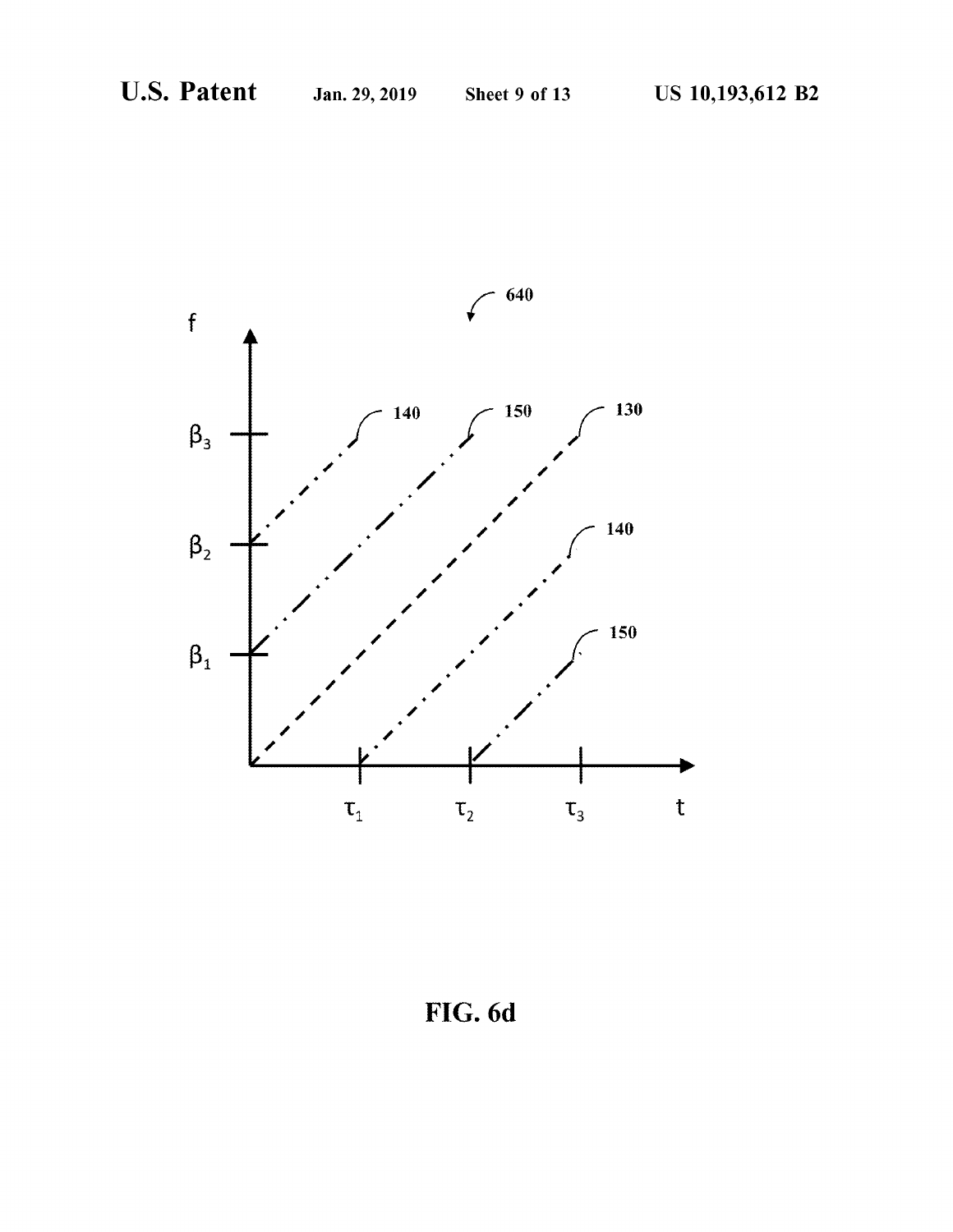FIG. 6d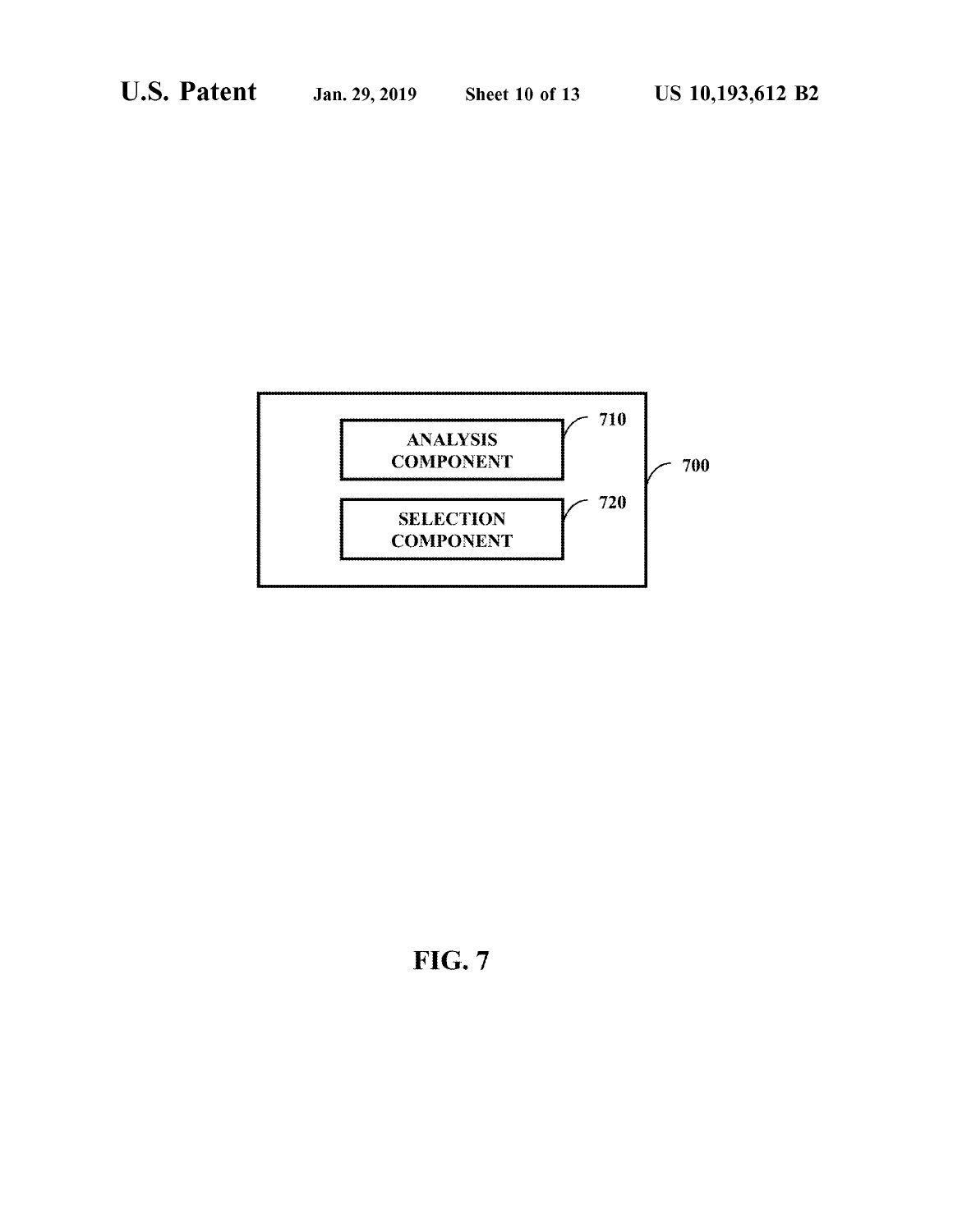ANALYSIS COMPONENT 710

SELECTION COMPONENT 720

700

FIG. 7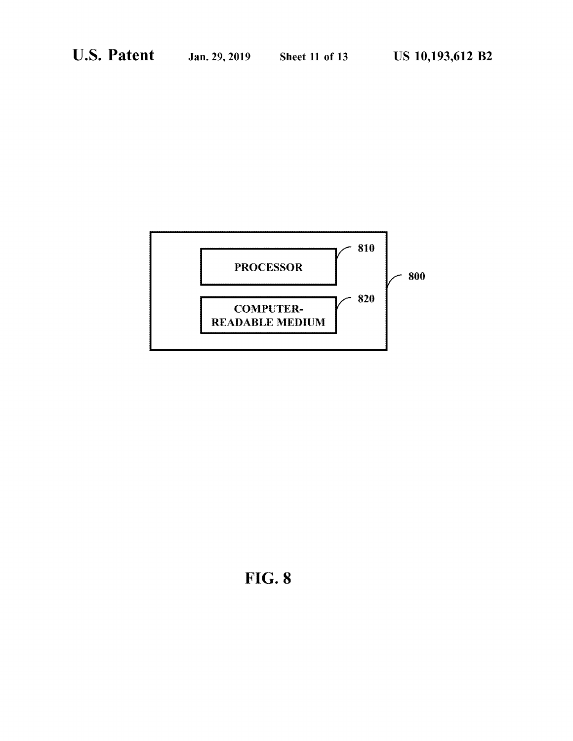PROCESSOR 810

COMPUTER-READABLE MEDIUM 820

800

FIG. 8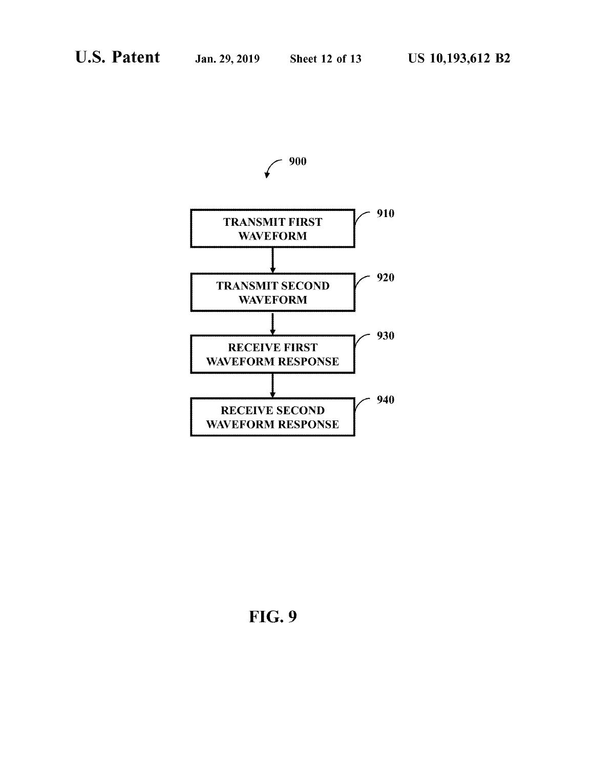900

TRANSMIT FIRST WAVEFORM — 910

TRANSMIT SECOND WAVEFORM — 920

RECEIVE FIRST WAVEFORM RESPONSE — 930

RECEIVE SECOND WAVEFORM RESPONSE — 940

FIG. 9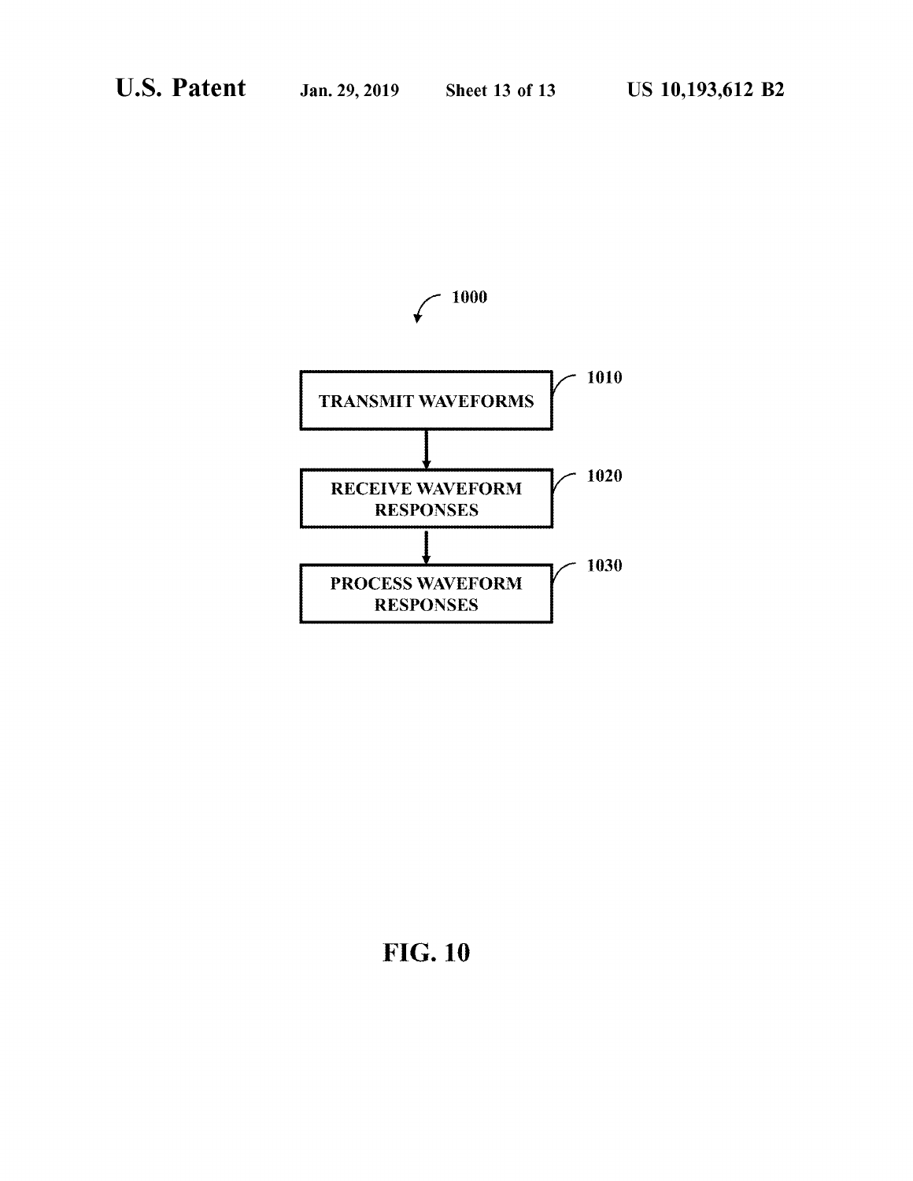1000

TRANSMIT WAVEFORMS — 1010

RECEIVE WAVEFORM RESPONSES — 1020

PROCESS WAVEFORM RESPONSES — 1030

FIG. 10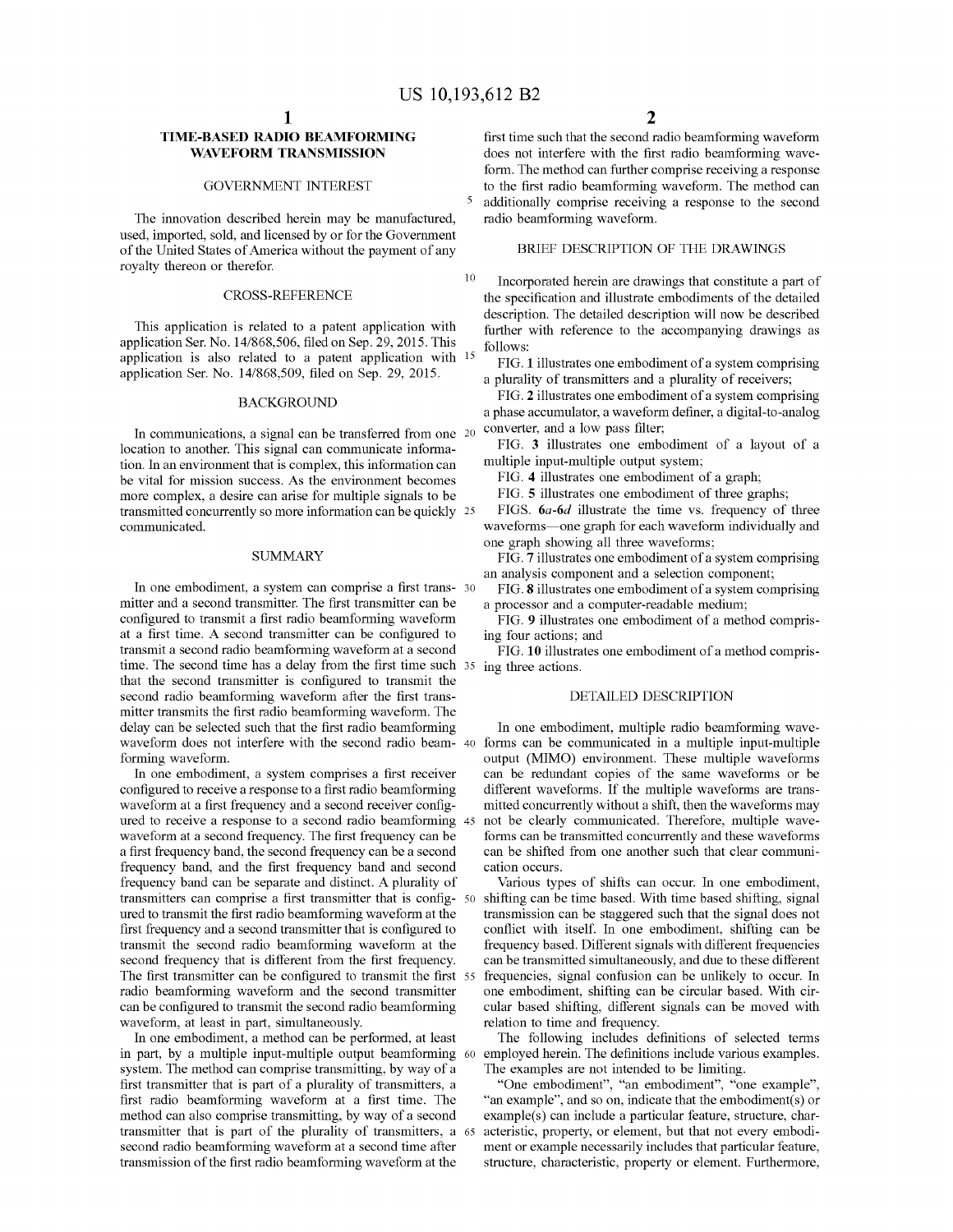# TIME-BASED RADIO BEAMFORMING WAVEFORM TRANSMISSION

## GOVERNMENT INTEREST

The innovation described herein may be manufactured, used, imported, sold, and licensed by or for the Government of the United States of America without the payment of any royalty thereon or therefor.

## CROSS-REFERENCE

This application is related to a patent application with application Ser. No. 14/868,506, filed on Sep. 29, 2015. This application is also related to a patent application with application Ser. No. 14/868,509, filed on Sep. 29, 2015.

## BACKGROUND

In communications, a signal can be transferred from one location to another. This signal can communicate information. In an environment that is complex, this information can be vital for mission success. As the environment becomes more complex, a desire can arise for multiple signals to be transmitted concurrently so more information can be quickly communicated.

## SUMMARY

In one embodiment, a system can comprise a first transmitter and a second transmitter. The first transmitter can be configured to transmit a first radio beamforming waveform at a first time. A second transmitter can be configured to transmit a second radio beamforming waveform at a second time. The second time has a delay from the first time such that the second transmitter is configured to transmit the second radio beamforming waveform after the first transmitter transmits the first radio beamforming waveform. The delay can be selected such that the first radio beamforming waveform does not interfere with the second radio beamforming waveform.

In one embodiment, a system comprises a first receiver configured to receive a response to a first radio beamforming waveform at a first frequency and a second receiver configured to receive a response to a second radio beamforming waveform at a second frequency. The first frequency can be a first frequency band, the second frequency can be a second frequency band, and the first frequency band and second frequency band can be separate and distinct. A plurality of transmitters can comprise a first transmitter that is configured to transmit the first radio beamforming waveform at the first frequency and a second transmitter that is configured to transmit the second radio beamforming waveform at the second frequency that is different from the first frequency. The first transmitter can be configured to transmit the first radio beamforming waveform and the second transmitter can be configured to transmit the second radio beamforming waveform, at least in part, simultaneously.

In one embodiment, a method can be performed, at least in part, by a multiple input-multiple output beamforming system. The method can comprise transmitting, by way of a first transmitter that is part of a plurality of transmitters, a first radio beamforming waveform at a first time. The method can also comprise transmitting, by way of a second transmitter that is part of the plurality of transmitters, a second radio beamforming waveform at a second time after transmission of the first radio beamforming waveform at the first time such that the second radio beamforming waveform does not interfere with the first radio beamforming waveform. The method can further comprise receiving a response to the first radio beamforming waveform. The method can additionally comprise receiving a response to the second radio beamforming waveform.

## BRIEF DESCRIPTION OF THE DRAWINGS

Incorporated herein are drawings that constitute a part of the specification and illustrate embodiments of the detailed description. The detailed description will now be described further with reference to the accompanying drawings as follows:

FIG. 1 illustrates one embodiment of a system comprising a plurality of transmitters and a plurality of receivers;

FIG. 2 illustrates one embodiment of a system comprising a phase accumulator, a waveform definer, a digital-to-analog converter, and a low pass filter;

FIG. 3 illustrates one embodiment of a layout of a multiple input-multiple output system;

FIG. 4 illustrates one embodiment of a graph;

FIG. 5 illustrates one embodiment of three graphs;

FIGS. 6*a*-6*d* illustrate the time vs. frequency of three waveforms—one graph for each waveform individually and one graph showing all three waveforms;

FIG. 7 illustrates one embodiment of a system comprising an analysis component and a selection component;

FIG. 8 illustrates one embodiment of a system comprising a processor and a computer-readable medium;

FIG. 9 illustrates one embodiment of a method comprising four actions; and

FIG. 10 illustrates one embodiment of a method comprising three actions.

## DETAILED DESCRIPTION

In one embodiment, multiple radio beamforming waveforms can be communicated in a multiple input-multiple output (MIMO) environment. These multiple waveforms can be redundant copies of the same waveforms or be different waveforms. If the multiple waveforms are transmitted concurrently without a shift, then the waveforms may not be clearly communicated. Therefore, multiple waveforms can be transmitted concurrently and these waveforms can be shifted from one another such that clear communication occurs.

Various types of shifts can occur. In one embodiment, shifting can be time based. With time based shifting, signal transmission can be staggered such that the signal does not conflict with itself. In one embodiment, shifting can be frequency based. Different signals with different frequencies can be transmitted simultaneously, and due to these different frequencies, signal confusion can be unlikely to occur. In one embodiment, shifting can be circular based. With circular based shifting, different signals can be moved with relation to time and frequency.

The following includes definitions of selected terms employed herein. The definitions include various examples. The examples are not intended to be limiting.

"One embodiment", "an embodiment", "one example", "an example", and so on, indicate that the embodiment(s) or example(s) can include a particular feature, structure, characteristic, property, or element, but that not every embodiment or example necessarily includes that particular feature, structure, characteristic, property or element. Furthermore,